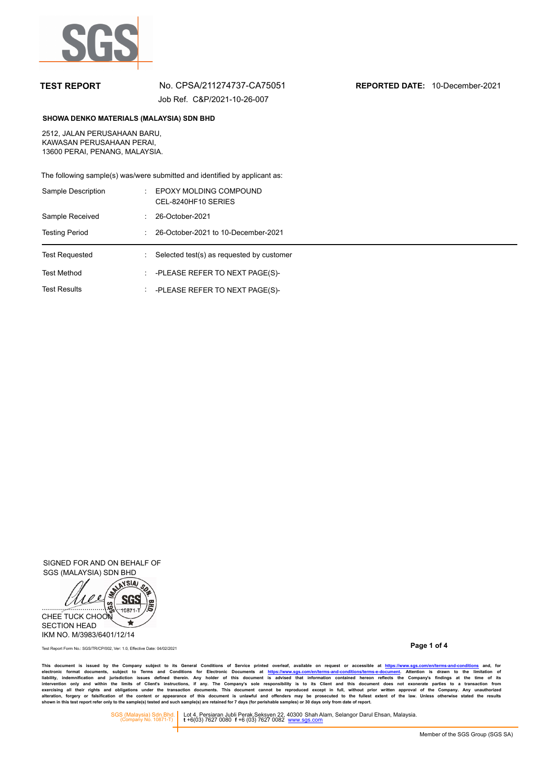**TEST REPORT** No. CPSA/211274737-CA75051 **REPORTED DATE:** 10-December-2021

Job Ref. C&P/2021-10-26-007

**SHOWA DENKO MATERIALS (MALAYSIA) SDN BHD**

2512, JALAN PERUSAHAAN BARU,
KAWASAN PERUSAHAAN PERAI,
13600 PERAI, PENANG, MALAYSIA.

The following sample(s) was/were submitted and identified by applicant as:

| | | |
|---|---|---|
| Sample Description | : | EPOXY MOLDING COMPOUND CEL-8240HF10 SERIES |
| Sample Received | : | 26-October-2021 |
| Testing Period | : | 26-October-2021 to 10-December-2021 |
| Test Requested | : | Selected test(s) as requested by customer |
| Test Method | : | -PLEASE REFER TO NEXT PAGE(S)- |
| Test Results | : | -PLEASE REFER TO NEXT PAGE(S)- |

SIGNED FOR AND ON BEHALF OF
SGS (MALAYSIA) SDN BHD

CHEE TUCK CHOON
SECTION HEAD
IKM NO. M/3983/6401/12/14

Test Report Form No.: SGS/TR/CP/002, Ver: 1.0, Effective Date: 04/02/2021

This document is issued by the Company subject to its General Conditions of Service printed overleaf, available on request or accessible at https://www.sgs.com/en/terms-and-conditions and, for electronic format documents, subject to Terms and Conditions for Electronic Documents at https://www.sgs.com/en/terms-and-conditions/terms-e-document. Attention is drawn to the limitation of liability, indemnification and jurisdiction issues defined therein. Any holder of this document is advised that information contained hereon reflects the Company's findings at the time of its intervention only and within the limits of Client's instructions, if any. The Company's sole responsibility is to its Client and this document does not exonerate parties to a transaction from exercising all their rights and obligations under the transaction documents. This document cannot be reproduced except in full, without prior written approval of the Company. Any unauthorized alteration, forgery or falsification of the content or appearance of this document is unlawful and offenders may be prosecuted to the fullest extent of the law. Unless otherwise stated the results shown in this test report refer only to the sample(s) tested and such sample(s) are retained for 7 days (for perishable samples) or 30 days only from date of report.

SGS (Malaysia) Sdn.Bhd. (Company No. 10871-T) | Lot 4, Persiaran Jubli Perak,Seksyen 22, 40300 Shah Alam, Selangor Darul Ehsan, Malaysia. t +6(03) 7627 0080 f +6 (03) 7627 0082 www.sgs.com

Member of the SGS Group (SGS SA)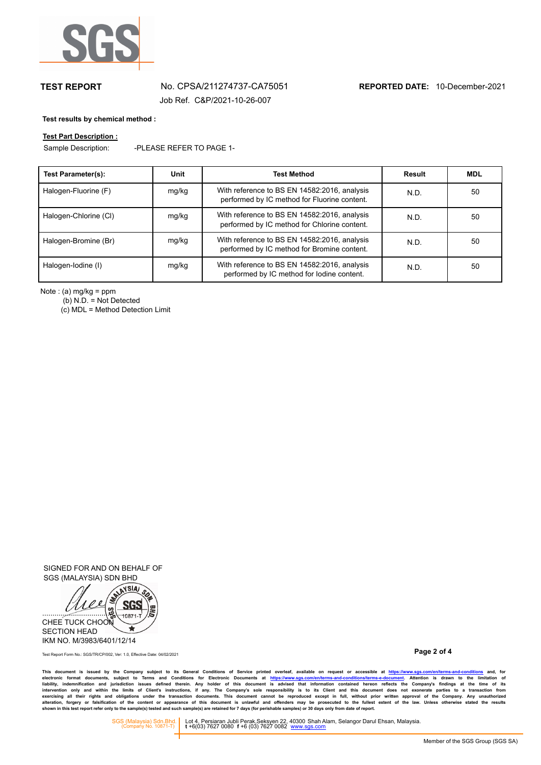**TEST REPORT** No. CPSA/211274737-CA75051 **REPORTED DATE:** 10-December-2021

Job Ref. C&P/2021-10-26-007

**Test results by chemical method :**

**Test Part Description :**

Sample Description: -PLEASE REFER TO PAGE 1-

| Test Parameter(s): | Unit | Test Method | Result | MDL |
|---|---|---|---|---|
| Halogen-Fluorine (F) | mg/kg | With reference to BS EN 14582:2016, analysis performed by IC method for Fluorine content. | N.D. | 50 |
| Halogen-Chlorine (Cl) | mg/kg | With reference to BS EN 14582:2016, analysis performed by IC method for Chlorine content. | N.D. | 50 |
| Halogen-Bromine (Br) | mg/kg | With reference to BS EN 14582:2016, analysis performed by IC method for Bromine content. | N.D. | 50 |
| Halogen-Iodine (I) | mg/kg | With reference to BS EN 14582:2016, analysis performed by IC method for Iodine content. | N.D. | 50 |

Note : (a) mg/kg = ppm
(b) N.D. = Not Detected
(c) MDL = Method Detection Limit

SIGNED FOR AND ON BEHALF OF
SGS (MALAYSIA) SDN BHD

CHEE TUCK CHOON
SECTION HEAD
IKM NO. M/3983/6401/12/14

Test Report Form No.: SGS/TR/CP/002, Ver: 1.0, Effective Date: 04/02/2021

This document is issued by the Company subject to its General Conditions of Service printed overleaf, available on request or accessible at https://www.sgs.com/en/terms-and-conditions and, for electronic format documents, subject to Terms and Conditions for Electronic Documents at https://www.sgs.com/en/terms-and-conditions/terms-e-document. Attention is drawn to the limitation of liability, indemnification and jurisdiction issues defined therein. Any holder of this document is advised that information contained hereon reflects the Company's findings at the time of its intervention only and within the limits of Client's instructions, if any. The Company's sole responsibility is to its Client and this document does not exonerate parties to a transaction from exercising all their rights and obligations under the transaction documents. This document cannot be reproduced except in full, without prior written approval of the Company. Any unauthorized alteration, forgery or falsification of the content or appearance of this document is unlawful and offenders may be prosecuted to the fullest extent of the law. Unless otherwise stated the results shown in this test report refer only to the sample(s) tested and such sample(s) are retained for 7 days (for perishable samples) or 30 days only from date of report.

SGS (Malaysia) Sdn.Bhd. (Company No. 10871-T) | Lot 4, Persiaran Jubli Perak,Seksyen 22, 40300 Shah Alam, Selangor Darul Ehsan, Malaysia. t +6(03) 7627 0080 f +6 (03) 7627 0082 www.sgs.com

Member of the SGS Group (SGS SA)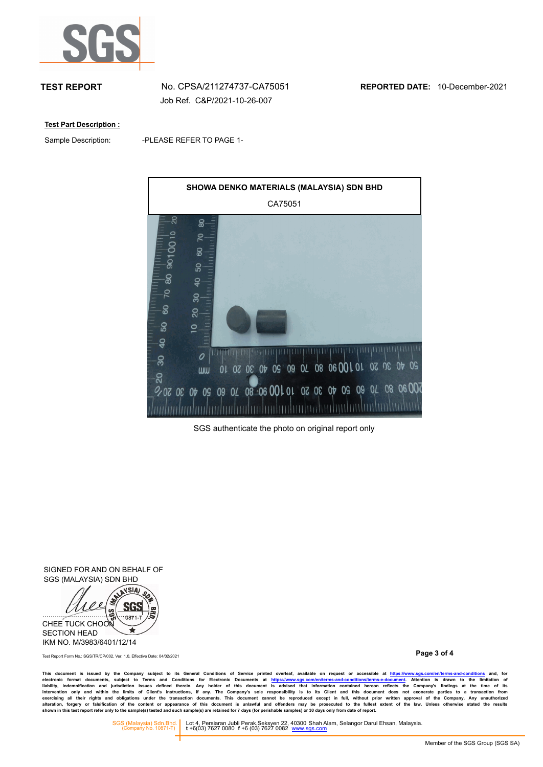**TEST REPORT** No. CPSA/211274737-CA75051 **REPORTED DATE:** 10-December-2021

Job Ref. C&P/2021-10-26-007

**Test Part Description :**

Sample Description: -PLEASE REFER TO PAGE 1-

| SHOWA DENKO MATERIALS (MALAYSIA) SDN BHD |
| --- |
| CA75051 |

SGS authenticate the photo on original report only

SIGNED FOR AND ON BEHALF OF
SGS (MALAYSIA) SDN BHD

CHEE TUCK CHOON
SECTION HEAD
IKM NO. M/3983/6401/12/14

Test Report Form No.: SGS/TR/CP/002, Ver: 1.0, Effective Date: 04/02/2021

This document is issued by the Company subject to its General Conditions of Service printed overleaf, available on request or accessible at https://www.sgs.com/en/terms-and-conditions and, for electronic format documents, subject to Terms and Conditions for Electronic Documents at https://www.sgs.com/en/terms-and-conditions/terms-e-document. Attention is drawn to the limitation of liability, indemnification and jurisdiction issues defined therein. Any holder of this document is advised that information contained hereon reflects the Company's findings at the time of its intervention only and within the limits of Client's instructions, if any. The Company's sole responsibility is to its Client and this document does not exonerate parties to a transaction from exercising all their rights and obligations under the transaction documents. This document cannot be reproduced except in full, without prior written approval of the Company. Any unauthorized alteration, forgery or falsification of the content or appearance of this document is unlawful and offenders may be prosecuted to the fullest extent of the law. Unless otherwise stated the results shown in this test report refer only to the sample(s) tested and such sample(s) are retained for 7 days (for perishable samples) or 30 days only from date of report.

SGS (Malaysia) Sdn.Bhd. (Company No. 10871-T) Lot 4, Persiaran Jubli Perak,Seksyen 22, 40300 Shah Alam, Selangor Darul Ehsan, Malaysia.
t +6(03) 7627 0080 f +6 (03) 7627 0082 www.sgs.com

Member of the SGS Group (SGS SA)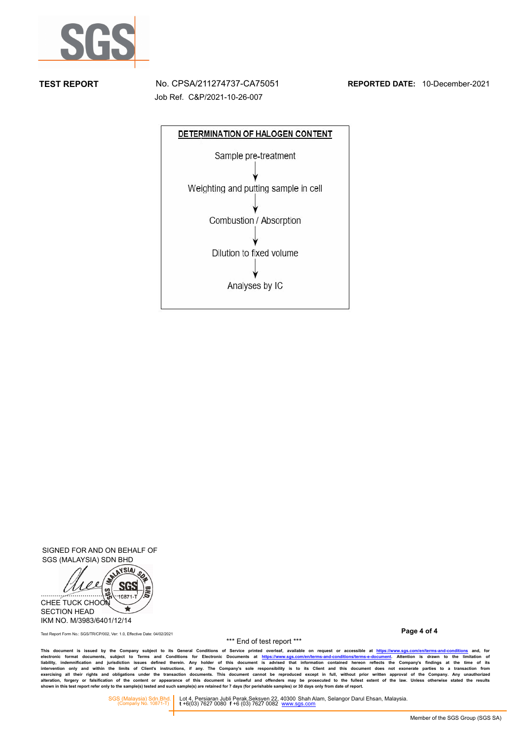**TEST REPORT** No. CPSA/211274737-CA75051 **REPORTED DATE:** 10-December-2021

Job Ref. C&P/2021-10-26-007

**DETERMINATION OF HALOGEN CONTENT**

Sample pre-treatment

↓

Weighting and putting sample in cell

↓

Combustion / Absorption

↓

Dilution to fixed volume

↓

Analyses by IC

SIGNED FOR AND ON BEHALF OF
SGS (MALAYSIA) SDN BHD

CHEE TUCK CHOON
SECTION HEAD
IKM NO. M/3983/6401/12/14

Test Report Form No.: SGS/TR/CP/002, Ver: 1.0, Effective Date: 04/02/2021

*** End of test report ***

This document is issued by the Company subject to its General Conditions of Service printed overleaf, available on request or accessible at https://www.sgs.com/en/terms-and-conditions and, for electronic format documents, subject to Terms and Conditions for Electronic Documents at https://www.sgs.com/en/terms-and-conditions/terms-e-document. Attention is drawn to the limitation of liability, indemnification and jurisdiction issues defined therein. Any holder of this document is advised that information contained hereon reflects the Company's findings at the time of its intervention only and within the limits of Client's instructions, if any. The Company's sole responsibility is to its Client and this document does not exonerate parties to a transaction from exercising all their rights and obligations under the transaction documents. This document cannot be reproduced except in full, without prior written approval of the Company. Any unauthorized alteration, forgery or falsification of the content or appearance of this document is unlawful and offenders may be prosecuted to the fullest extent of the law. Unless otherwise stated the results shown in this test report refer only to the sample(s) tested and such sample(s) are retained for 7 days (for perishable samples) or 30 days only from date of report.

SGS (Malaysia) Sdn.Bhd. (Company No. 10871-T) | Lot 4, Persiaran Jubli Perak,Seksyen 22, 40300 Shah Alam, Selangor Darul Ehsan, Malaysia. t +6(03) 7627 0080 f +6 (03) 7627 0082 www.sgs.com

Member of the SGS Group (SGS SA)